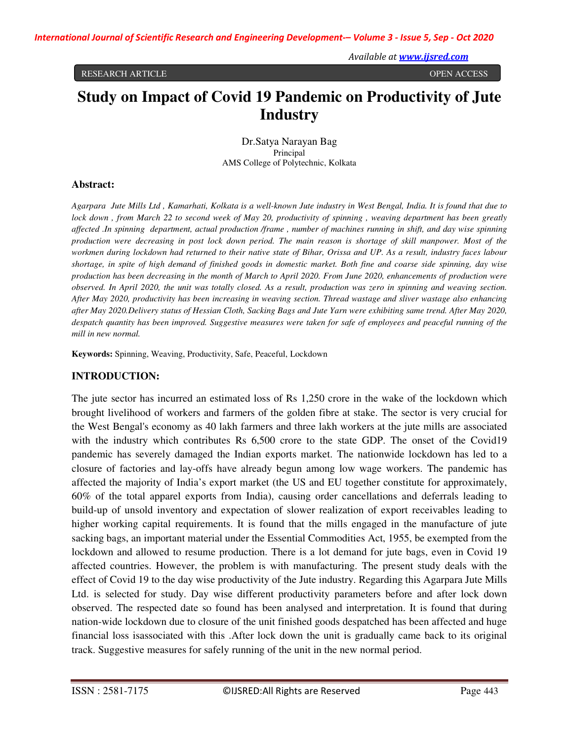RESEARCH ARTICLE OPEN ACCESS

# Study on Impact of Covid 19 Pandemic on Productivity of Jute Industry

Dr.Satya Narayan Bag
Principal
AMS College of Polytechnic, Kolkata

## Abstract:

*Agarpara Jute Mills Ltd , Kamarhati, Kolkata is a well-known Jute industry in West Bengal, India. It is found that due to lock down , from March 22 to second week of May 20, productivity of spinning , weaving department has been greatly affected .In spinning department, actual production /frame , number of machines running in shift, and day wise spinning production were decreasing in post lock down period. The main reason is shortage of skill manpower. Most of the workmen during lockdown had returned to their native state of Bihar, Orissa and UP. As a result, industry faces labour shortage, in spite of high demand of finished goods in domestic market. Both fine and coarse side spinning, day wise production has been decreasing in the month of March to April 2020. From June 2020, enhancements of production were observed. In April 2020, the unit was totally closed. As a result, production was zero in spinning and weaving section. After May 2020, productivity has been increasing in weaving section. Thread wastage and sliver wastage also enhancing after May 2020.Delivery status of Hessian Cloth, Sacking Bags and Jute Yarn were exhibiting same trend. After May 2020, despatch quantity has been improved. Suggestive measures were taken for safe of employees and peaceful running of the mill in new normal.*

**Keywords:** Spinning, Weaving, Productivity, Safe, Peaceful, Lockdown

## INTRODUCTION:

The jute sector has incurred an estimated loss of Rs 1,250 crore in the wake of the lockdown which brought livelihood of workers and farmers of the golden fibre at stake. The sector is very crucial for the West Bengal's economy as 40 lakh farmers and three lakh workers at the jute mills are associated with the industry which contributes Rs 6,500 crore to the state GDP. The onset of the Covid19 pandemic has severely damaged the Indian exports market. The nationwide lockdown has led to a closure of factories and lay-offs have already begun among low wage workers. The pandemic has affected the majority of India's export market (the US and EU together constitute for approximately, 60% of the total apparel exports from India), causing order cancellations and deferrals leading to build-up of unsold inventory and expectation of slower realization of export receivables leading to higher working capital requirements. It is found that the mills engaged in the manufacture of jute sacking bags, an important material under the Essential Commodities Act, 1955, be exempted from the lockdown and allowed to resume production. There is a lot demand for jute bags, even in Covid 19 affected countries. However, the problem is with manufacturing. The present study deals with the effect of Covid 19 to the day wise productivity of the Jute industry. Regarding this Agarpara Jute Mills Ltd. is selected for study. Day wise different productivity parameters before and after lock down observed. The respected date so found has been analysed and interpretation. It is found that during nation-wide lockdown due to closure of the unit finished goods despatched has been affected and huge financial loss isassociated with this .After lock down the unit is gradually came back to its original track. Suggestive measures for safely running of the unit in the new normal period.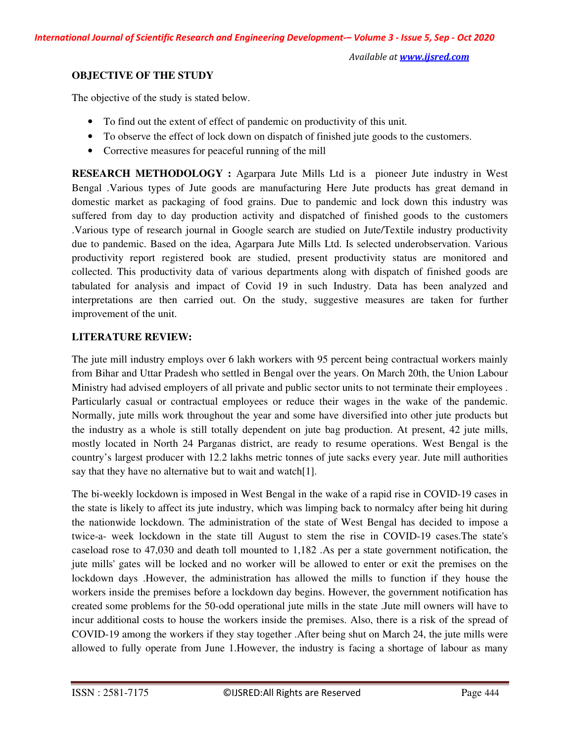**OBJECTIVE OF THE STUDY**

The objective of the study is stated below.

- To find out the extent of effect of pandemic on productivity of this unit.
- To observe the effect of lock down on dispatch of finished jute goods to the customers.
- Corrective measures for peaceful running of the mill

**RESEARCH METHODOLOGY :** Agarpara Jute Mills Ltd is a pioneer Jute industry in West Bengal .Various types of Jute goods are manufacturing Here Jute products has great demand in domestic market as packaging of food grains. Due to pandemic and lock down this industry was suffered from day to day production activity and dispatched of finished goods to the customers .Various type of research journal in Google search are studied on Jute/Textile industry productivity due to pandemic. Based on the idea, Agarpara Jute Mills Ltd. Is selected underobservation. Various productivity report registered book are studied, present productivity status are monitored and collected. This productivity data of various departments along with dispatch of finished goods are tabulated for analysis and impact of Covid 19 in such Industry. Data has been analyzed and interpretations are then carried out. On the study, suggestive measures are taken for further improvement of the unit.

**LITERATURE REVIEW:**

The jute mill industry employs over 6 lakh workers with 95 percent being contractual workers mainly from Bihar and Uttar Pradesh who settled in Bengal over the years. On March 20th, the Union Labour Ministry had advised employers of all private and public sector units to not terminate their employees . Particularly casual or contractual employees or reduce their wages in the wake of the pandemic. Normally, jute mills work throughout the year and some have diversified into other jute products but the industry as a whole is still totally dependent on jute bag production. At present, 42 jute mills, mostly located in North 24 Parganas district, are ready to resume operations. West Bengal is the country's largest producer with 12.2 lakhs metric tonnes of jute sacks every year. Jute mill authorities say that they have no alternative but to wait and watch[1].

The bi-weekly lockdown is imposed in West Bengal in the wake of a rapid rise in COVID-19 cases in the state is likely to affect its jute industry, which was limping back to normalcy after being hit during the nationwide lockdown. The administration of the state of West Bengal has decided to impose a twice-a- week lockdown in the state till August to stem the rise in COVID-19 cases.The state's caseload rose to 47,030 and death toll mounted to 1,182 .As per a state government notification, the jute mills' gates will be locked and no worker will be allowed to enter or exit the premises on the lockdown days .However, the administration has allowed the mills to function if they house the workers inside the premises before a lockdown day begins. However, the government notification has created some problems for the 50-odd operational jute mills in the state .Jute mill owners will have to incur additional costs to house the workers inside the premises. Also, there is a risk of the spread of COVID-19 among the workers if they stay together .After being shut on March 24, the jute mills were allowed to fully operate from June 1.However, the industry is facing a shortage of labour as many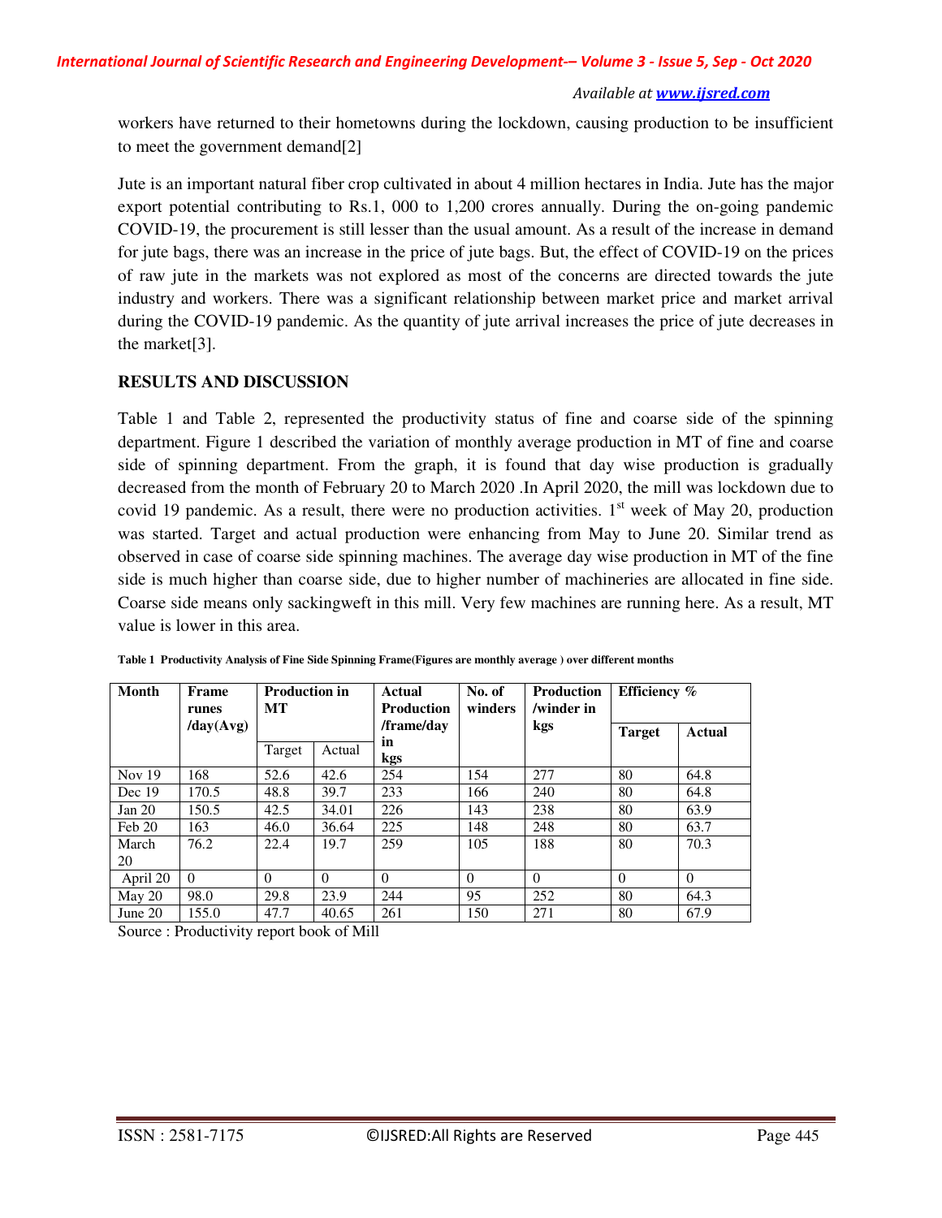workers have returned to their hometowns during the lockdown, causing production to be insufficient to meet the government demand[2]

Jute is an important natural fiber crop cultivated in about 4 million hectares in India. Jute has the major export potential contributing to Rs.1, 000 to 1,200 crores annually. During the on-going pandemic COVID-19, the procurement is still lesser than the usual amount. As a result of the increase in demand for jute bags, there was an increase in the price of jute bags. But, the effect of COVID-19 on the prices of raw jute in the markets was not explored as most of the concerns are directed towards the jute industry and workers. There was a significant relationship between market price and market arrival during the COVID-19 pandemic. As the quantity of jute arrival increases the price of jute decreases in the market[3].

## RESULTS AND DISCUSSION

Table 1 and Table 2, represented the productivity status of fine and coarse side of the spinning department. Figure 1 described the variation of monthly average production in MT of fine and coarse side of spinning department. From the graph, it is found that day wise production is gradually decreased from the month of February 20 to March 2020 .In April 2020, the mill was lockdown due to covid 19 pandemic. As a result, there were no production activities. 1st week of May 20, production was started. Target and actual production were enhancing from May to June 20. Similar trend as observed in case of coarse side spinning machines. The average day wise production in MT of the fine side is much higher than coarse side, due to higher number of machineries are allocated in fine side. Coarse side means only sackingweft in this mill. Very few machines are running here. As a result, MT value is lower in this area.

**Table 1 Productivity Analysis of Fine Side Spinning Frame(Figures are monthly average ) over different months**

| Month | Frame runes /day(Avg) | Production in MT | | Actual Production /frame/day in kgs | No. of winders | Production /winder in kgs | Efficiency % | |
|---|---|---|---|---|---|---|---|---|
| | | Target | Actual | | | | Target | Actual |
| Nov 19 | 168 | 52.6 | 42.6 | 254 | 154 | 277 | 80 | 64.8 |
| Dec 19 | 170.5 | 48.8 | 39.7 | 233 | 166 | 240 | 80 | 64.8 |
| Jan 20 | 150.5 | 42.5 | 34.01 | 226 | 143 | 238 | 80 | 63.9 |
| Feb 20 | 163 | 46.0 | 36.64 | 225 | 148 | 248 | 80 | 63.7 |
| March 20 | 76.2 | 22.4 | 19.7 | 259 | 105 | 188 | 80 | 70.3 |
| April 20 | 0 | 0 | 0 | 0 | 0 | 0 | 0 | 0 |
| May 20 | 98.0 | 29.8 | 23.9 | 244 | 95 | 252 | 80 | 64.3 |
| June 20 | 155.0 | 47.7 | 40.65 | 261 | 150 | 271 | 80 | 67.9 |

Source : Productivity report book of Mill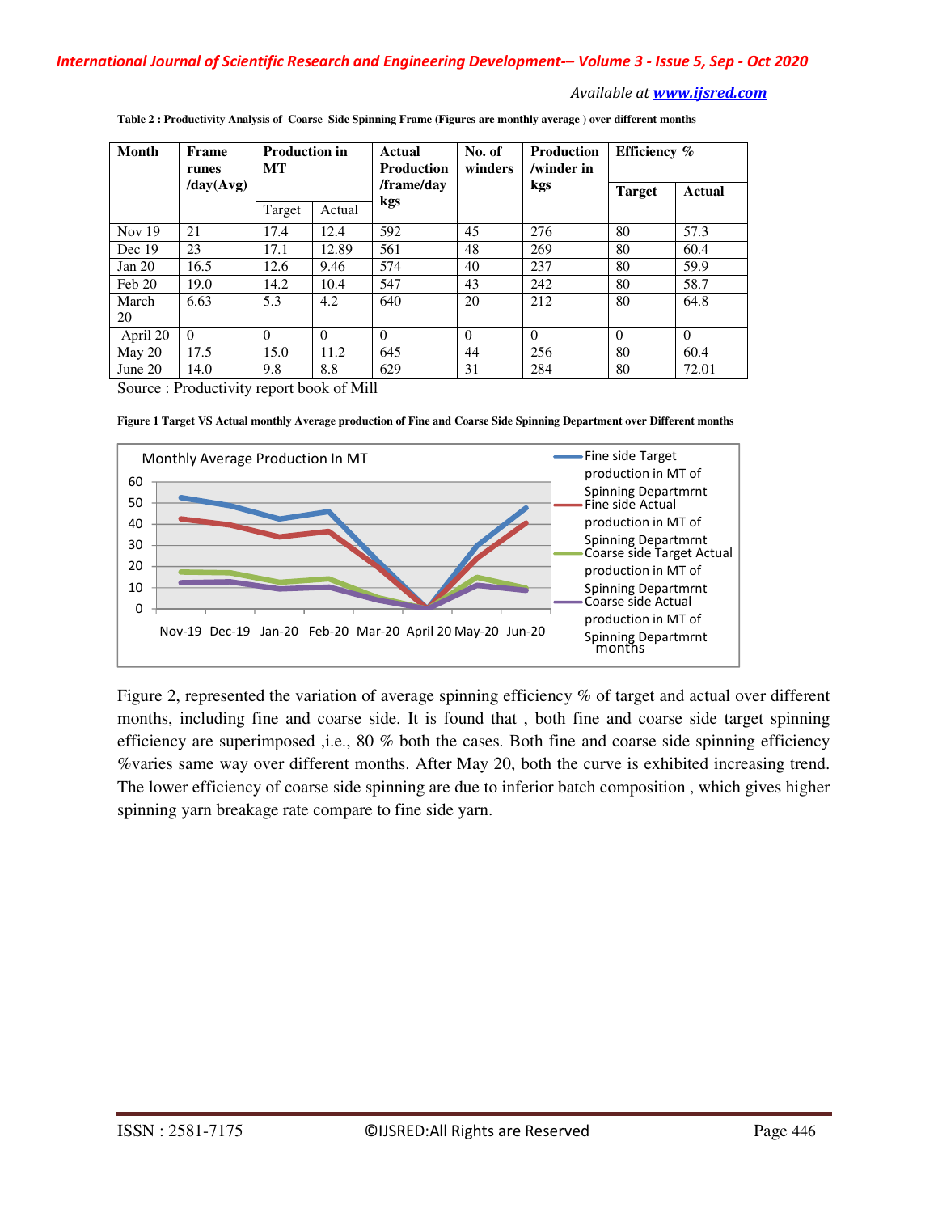**Table 2 : Productivity Analysis of Coarse Side Spinning Frame (Figures are monthly average ) over different months**

| Month | Frame runes /day(Avg) | Production in MT | | Actual Production /frame/day kgs | No. of winders | Production /winder in kgs | Efficiency % | |
|---|---|---|---|---|---|---|---|---|
| | | Target | Actual | | | | Target | Actual |
| Nov 19 | 21 | 17.4 | 12.4 | 592 | 45 | 276 | 80 | 57.3 |
| Dec 19 | 23 | 17.1 | 12.89 | 561 | 48 | 269 | 80 | 60.4 |
| Jan 20 | 16.5 | 12.6 | 9.46 | 574 | 40 | 237 | 80 | 59.9 |
| Feb 20 | 19.0 | 14.2 | 10.4 | 547 | 43 | 242 | 80 | 58.7 |
| March 20 | 6.63 | 5.3 | 4.2 | 640 | 20 | 212 | 80 | 64.8 |
| April 20 | 0 | 0 | 0 | 0 | 0 | 0 | 0 | 0 |
| May 20 | 17.5 | 15.0 | 11.2 | 645 | 44 | 256 | 80 | 60.4 |
| June 20 | 14.0 | 9.8 | 8.8 | 629 | 31 | 284 | 80 | 72.01 |

Source : Productivity report book of Mill

**Figure 1 Target VS Actual monthly Average production of Fine and Coarse Side Spinning Department over Different months**

Figure 2, represented the variation of average spinning efficiency % of target and actual over different months, including fine and coarse side. It is found that , both fine and coarse side target spinning efficiency are superimposed ,i.e., 80 % both the cases. Both fine and coarse side spinning efficiency %varies same way over different months. After May 20, both the curve is exhibited increasing trend. The lower efficiency of coarse side spinning are due to inferior batch composition , which gives higher spinning yarn breakage rate compare to fine side yarn.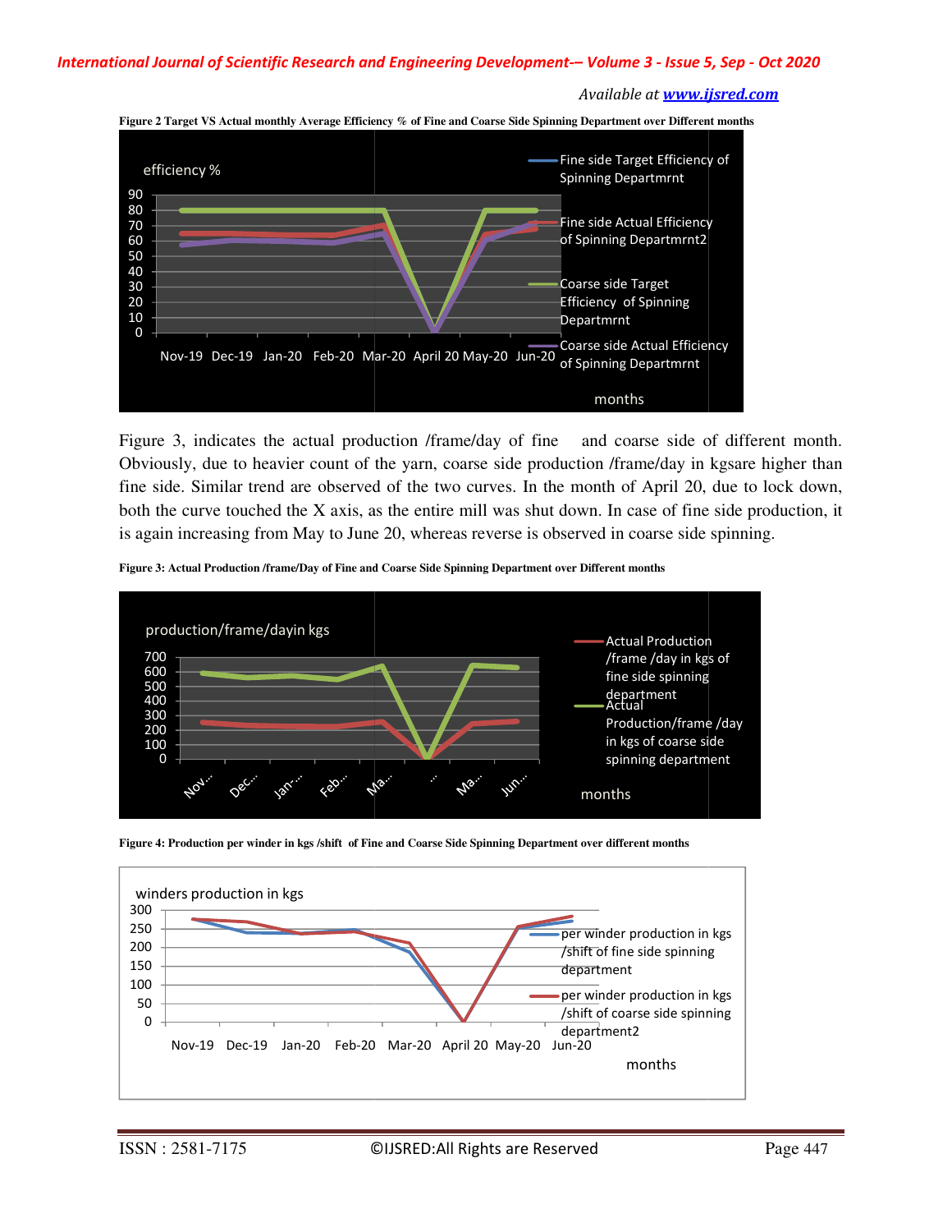**Figure 2 Target VS Actual monthly Average Efficiency % of Fine and Coarse Side Spinning Department over Different months**

Figure 3, indicates the actual production /frame/day of fine and coarse side of different month. Obviously, due to heavier count of the yarn, coarse side production /frame/day in kgsare higher than fine side. Similar trend are observed of the two curves. In the month of April 20, due to lock down, both the curve touched the X axis, as the entire mill was shut down. In case of fine side production, it is again increasing from May to June 20, whereas reverse is observed in coarse side spinning.

**Figure 3: Actual Production /frame/Day of Fine and Coarse Side Spinning Department over Different months**

**Figure 4: Production per winder in kgs /shift of Fine and Coarse Side Spinning Department over different months**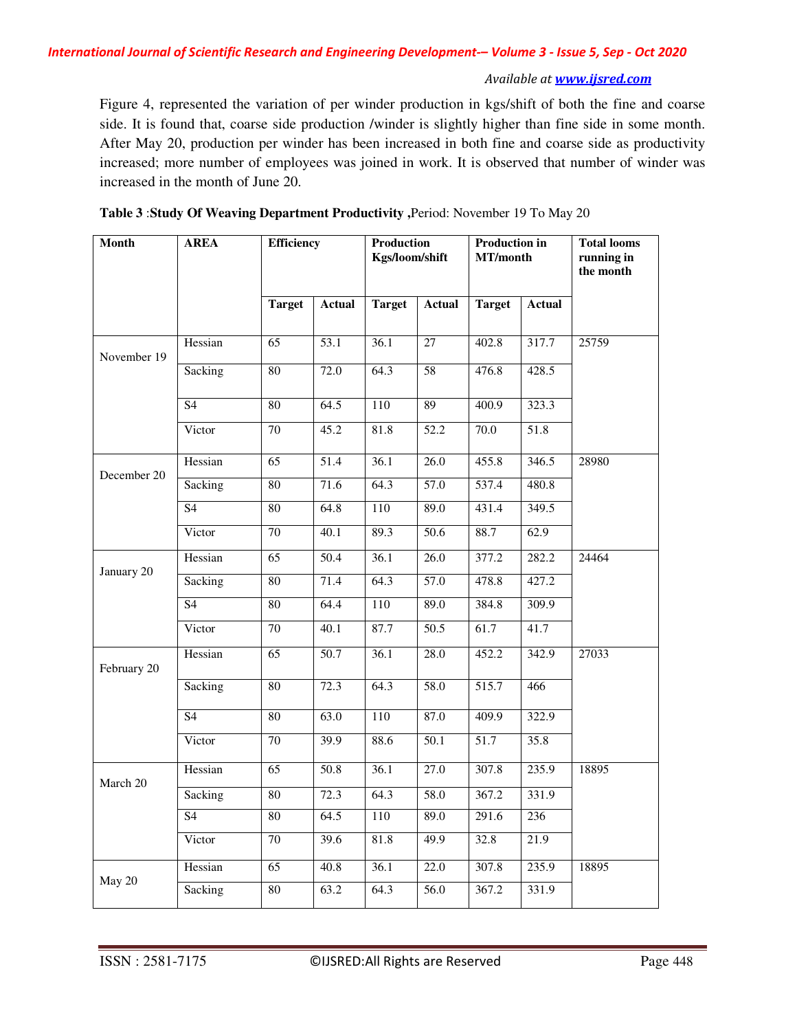Figure 4, represented the variation of per winder production in kgs/shift of both the fine and coarse side. It is found that, coarse side production /winder is slightly higher than fine side in some month. After May 20, production per winder has been increased in both fine and coarse side as productivity increased; more number of employees was joined in work. It is observed that number of winder was increased in the month of June 20.

**Table 3** :**Study Of Weaving Department Productivity ,**Period: November 19 To May 20

| Month | AREA | Efficiency | | Production Kgs/loom/shift | | Production in MT/month | | Total looms running in the month |
|---|---|---|---|---|---|---|---|---|
| | | Target | Actual | Target | Actual | Target | Actual | |
| November 19 | Hessian | 65 | 53.1 | 36.1 | 27 | 402.8 | 317.7 | 25759 |
| | Sacking | 80 | 72.0 | 64.3 | 58 | 476.8 | 428.5 | |
| | S4 | 80 | 64.5 | 110 | 89 | 400.9 | 323.3 | |
| | Victor | 70 | 45.2 | 81.8 | 52.2 | 70.0 | 51.8 | |
| December 20 | Hessian | 65 | 51.4 | 36.1 | 26.0 | 455.8 | 346.5 | 28980 |
| | Sacking | 80 | 71.6 | 64.3 | 57.0 | 537.4 | 480.8 | |
| | S4 | 80 | 64.8 | 110 | 89.0 | 431.4 | 349.5 | |
| | Victor | 70 | 40.1 | 89.3 | 50.6 | 88.7 | 62.9 | |
| January 20 | Hessian | 65 | 50.4 | 36.1 | 26.0 | 377.2 | 282.2 | 24464 |
| | Sacking | 80 | 71.4 | 64.3 | 57.0 | 478.8 | 427.2 | |
| | S4 | 80 | 64.4 | 110 | 89.0 | 384.8 | 309.9 | |
| | Victor | 70 | 40.1 | 87.7 | 50.5 | 61.7 | 41.7 | |
| February 20 | Hessian | 65 | 50.7 | 36.1 | 28.0 | 452.2 | 342.9 | 27033 |
| | Sacking | 80 | 72.3 | 64.3 | 58.0 | 515.7 | 466 | |
| | S4 | 80 | 63.0 | 110 | 87.0 | 409.9 | 322.9 | |
| | Victor | 70 | 39.9 | 88.6 | 50.1 | 51.7 | 35.8 | |
| March 20 | Hessian | 65 | 50.8 | 36.1 | 27.0 | 307.8 | 235.9 | 18895 |
| | Sacking | 80 | 72.3 | 64.3 | 58.0 | 367.2 | 331.9 | |
| | S4 | 80 | 64.5 | 110 | 89.0 | 291.6 | 236 | |
| | Victor | 70 | 39.6 | 81.8 | 49.9 | 32.8 | 21.9 | |
| May 20 | Hessian | 65 | 40.8 | 36.1 | 22.0 | 307.8 | 235.9 | 18895 |
| | Sacking | 80 | 63.2 | 64.3 | 56.0 | 367.2 | 331.9 | |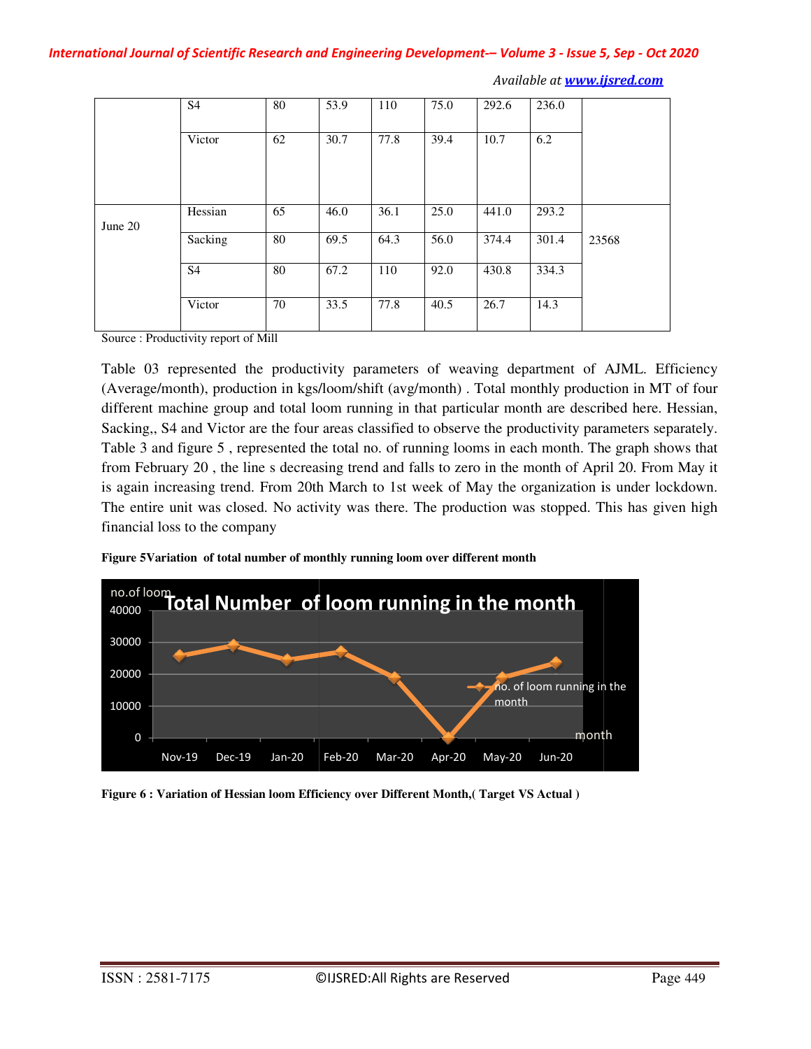|  | S4 | 80 | 53.9 | 110 | 75.0 | 292.6 | 236.0 |  |
|---|---|---|---|---|---|---|---|---|
|  | Victor | 62 | 30.7 | 77.8 | 39.4 | 10.7 | 6.2 |  |
| June 20 | Hessian | 65 | 46.0 | 36.1 | 25.0 | 441.0 | 293.2 | 23568 |
|  | Sacking | 80 | 69.5 | 64.3 | 56.0 | 374.4 | 301.4 |  |
|  | S4 | 80 | 67.2 | 110 | 92.0 | 430.8 | 334.3 |  |
|  | Victor | 70 | 33.5 | 77.8 | 40.5 | 26.7 | 14.3 |  |

Source : Productivity report of Mill

Table 03 represented the productivity parameters of weaving department of AJML. Efficiency (Average/month), production in kgs/loom/shift (avg/month) . Total monthly production in MT of four different machine group and total loom running in that particular month are described here. Hessian, Sacking,, S4 and Victor are the four areas classified to observe the productivity parameters separately. Table 3 and figure 5 , represented the total no. of running looms in each month. The graph shows that from February 20 , the line s decreasing trend and falls to zero in the month of April 20. From May it is again increasing trend. From 20th March to 1st week of May the organization is under lockdown. The entire unit was closed. No activity was there. The production was stopped. This has given high financial loss to the company

**Figure 5Variation of total number of monthly running loom over different month**

**Figure 6 : Variation of Hessian loom Efficiency over Different Month,( Target VS Actual )**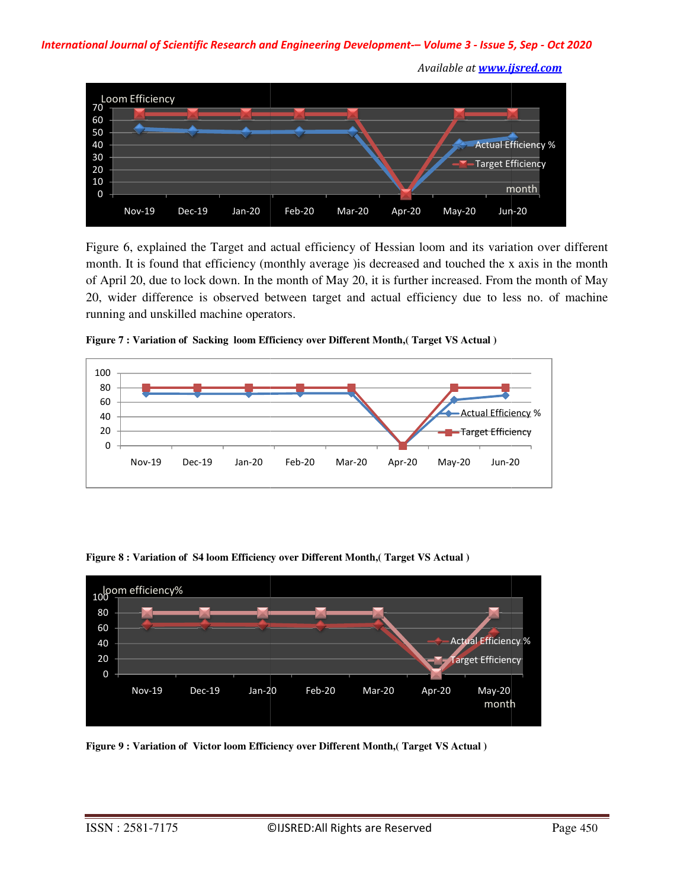Figure 6, explained the Target and actual efficiency of Hessian loom and its variation over different month. It is found that efficiency (monthly average )is decreased and touched the x axis in the month of April 20, due to lock down. In the month of May 20, it is further increased. From the month of May 20, wider difference is observed between target and actual efficiency due to less no. of machine running and unskilled machine operators.

**Figure 7 : Variation of Sacking loom Efficiency over Different Month,( Target VS Actual )**

**Figure 8 : Variation of S4 loom Efficiency over Different Month,( Target VS Actual )**

**Figure 9 : Variation of Victor loom Efficiency over Different Month,( Target VS Actual )**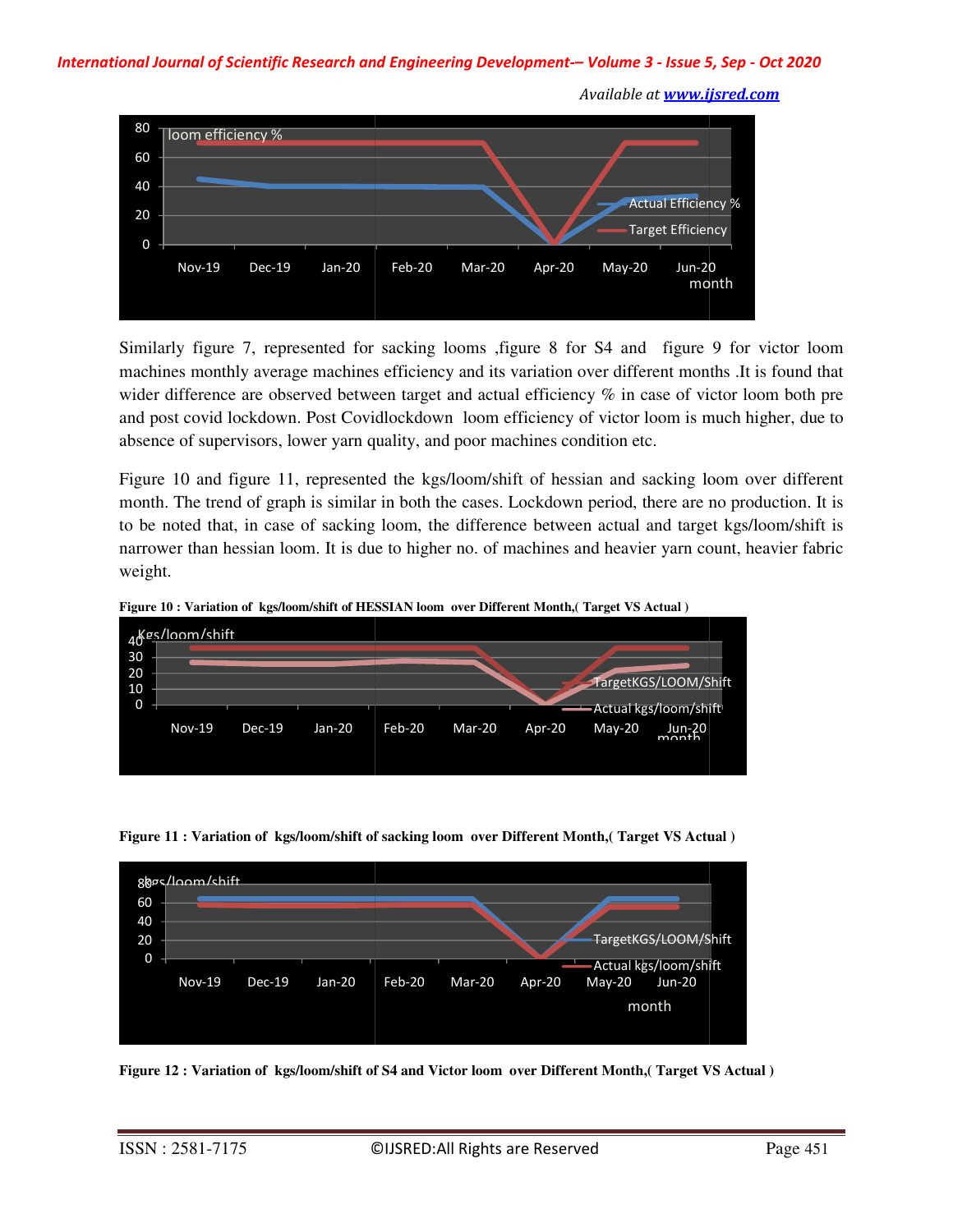Similarly figure 7, represented for sacking looms ,figure 8 for S4 and figure 9 for victor loom machines monthly average machines efficiency and its variation over different months .It is found that wider difference are observed between target and actual efficiency % in case of victor loom both pre and post covid lockdown. Post Covidlockdown loom efficiency of victor loom is much higher, due to absence of supervisors, lower yarn quality, and poor machines condition etc.

Figure 10 and figure 11, represented the kgs/loom/shift of hessian and sacking loom over different month. The trend of graph is similar in both the cases. Lockdown period, there are no production. It is to be noted that, in case of sacking loom, the difference between actual and target kgs/loom/shift is narrower than hessian loom. It is due to higher no. of machines and heavier yarn count, heavier fabric weight.

**Figure 10 : Variation of kgs/loom/shift of HESSIAN loom over Different Month,( Target VS Actual )**

**Figure 11 : Variation of kgs/loom/shift of sacking loom over Different Month,( Target VS Actual )**

**Figure 12 : Variation of kgs/loom/shift of S4 and Victor loom over Different Month,( Target VS Actual )**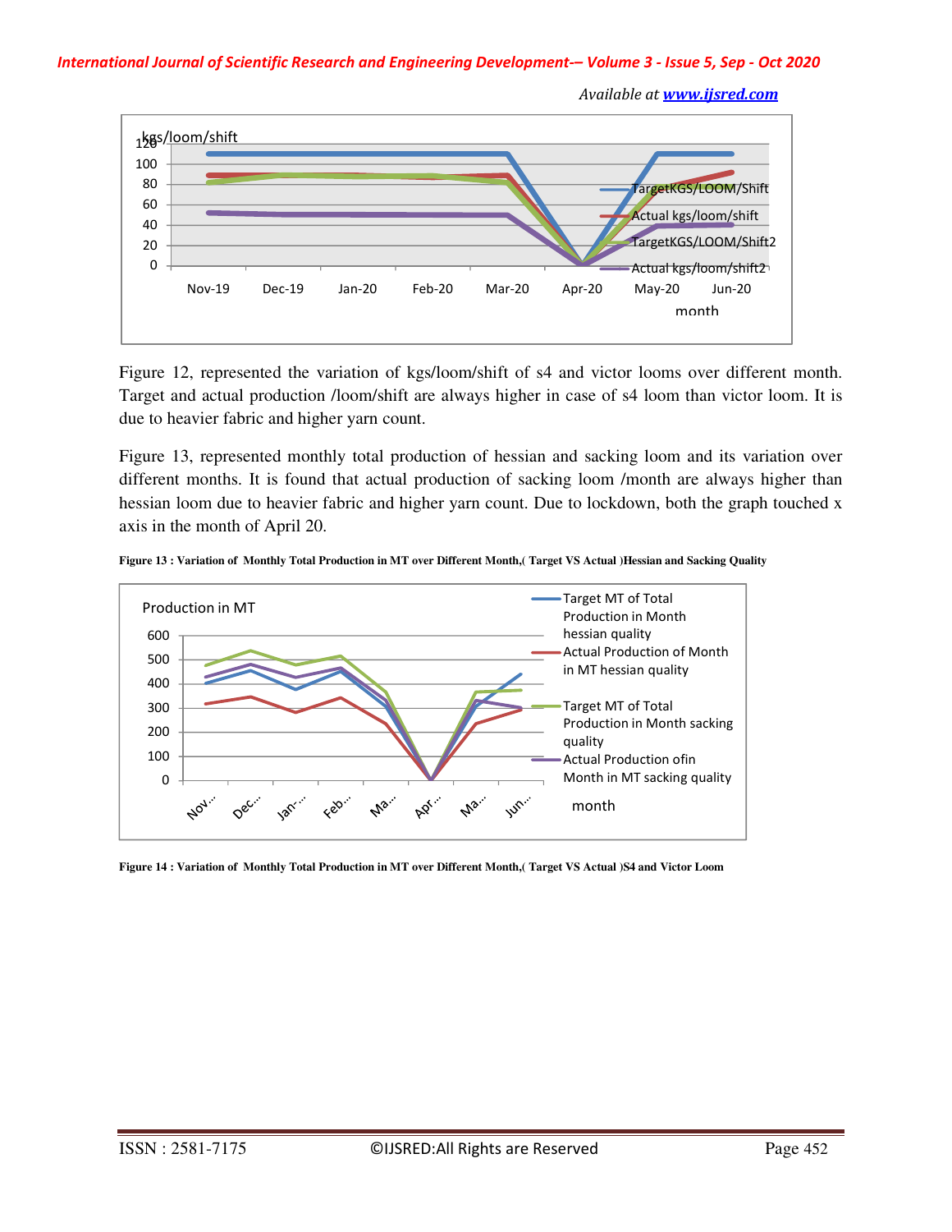Figure 12, represented the variation of kgs/loom/shift of s4 and victor looms over different month. Target and actual production /loom/shift are always higher in case of s4 loom than victor loom. It is due to heavier fabric and higher yarn count.

Figure 13, represented monthly total production of hessian and sacking loom and its variation over different months. It is found that actual production of sacking loom /month are always higher than hessian loom due to heavier fabric and higher yarn count. Due to lockdown, both the graph touched x axis in the month of April 20.

**Figure 13 : Variation of Monthly Total Production in MT over Different Month,( Target VS Actual )Hessian and Sacking Quality**

**Figure 14 : Variation of Monthly Total Production in MT over Different Month,( Target VS Actual )S4 and Victor Loom**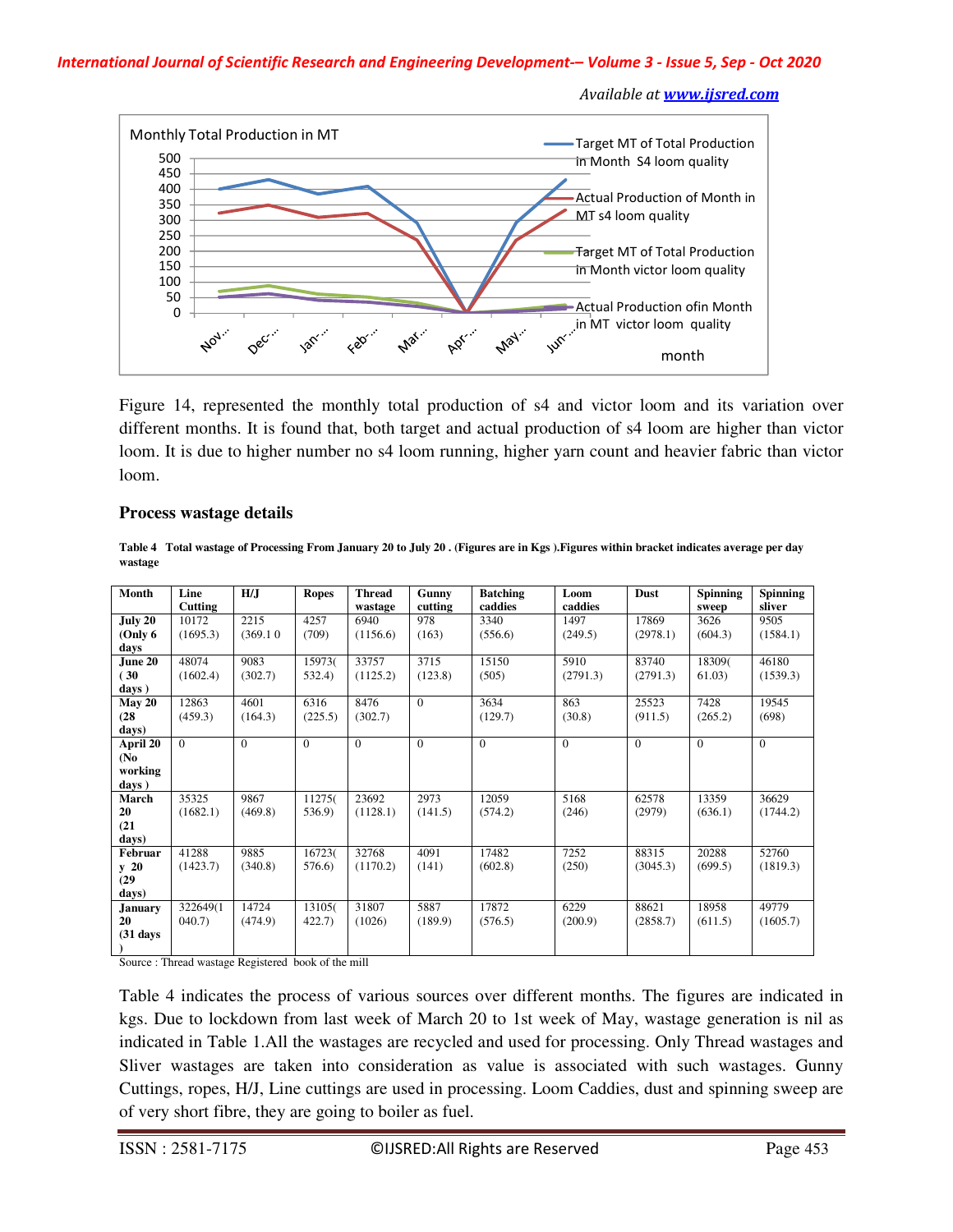Monthly Total Production in MT

Figure 14, represented the monthly total production of s4 and victor loom and its variation over different months. It is found that, both target and actual production of s4 loom are higher than victor loom. It is due to higher number no s4 loom running, higher yarn count and heavier fabric than victor loom.

### Process wastage details

**Table 4 Total wastage of Processing From January 20 to July 20 . (Figures are in Kgs ).Figures within bracket indicates average per day wastage**

| Month | Line Cutting | H/J | Ropes | Thread wastage | Gunny cutting | Batching caddies | Loom caddies | Dust | Spinning sweep | Spinning sliver |
|---|---|---|---|---|---|---|---|---|---|---|
| **July 20 (Only 6 days** | 10172 (1695.3) | 2215 (369.1 0 | 4257 (709) | 6940 (1156.6) | 978 (163) | 3340 (556.6) | 1497 (249.5) | 17869 (2978.1) | 3626 (604.3) | 9505 (1584.1) |
| **June 20 ( 30 days )** | 48074 (1602.4) | 9083 (302.7) | 15973( 532.4) | 33757 (1125.2) | 3715 (123.8) | 15150 (505) | 5910 (2791.3) | 83740 (2791.3) | 18309( 61.03) | 46180 (1539.3) |
| **May 20 (28 days)** | 12863 (459.3) | 4601 (164.3) | 6316 (225.5) | 8476 (302.7) | 0 | 3634 (129.7) | 863 (30.8) | 25523 (911.5) | 7428 (265.2) | 19545 (698) |
| **April 20 (No working days )** | 0 | 0 | 0 | 0 | 0 | 0 | 0 | 0 | 0 | 0 |
| **March 20 (21 days)** | 35325 (1682.1) | 9867 (469.8) | 11275( 536.9) | 23692 (1128.1) | 2973 (141.5) | 12059 (574.2) | 5168 (246) | 62578 (2979) | 13359 (636.1) | 36629 (1744.2) |
| **Februar y 20 (29 days)** | 41288 (1423.7) | 9885 (340.8) | 16723( 576.6) | 32768 (1170.2) | 4091 (141) | 17482 (602.8) | 7252 (250) | 88315 (3045.3) | 20288 (699.5) | 52760 (1819.3) |
| **January 20 (31 days )** | 322649(1 040.7) | 14724 (474.9) | 13105( 422.7) | 31807 (1026) | 5887 (189.9) | 17872 (576.5) | 6229 (200.9) | 88621 (2858.7) | 18958 (611.5) | 49779 (1605.7) |

Source : Thread wastage Registered book of the mill

Table 4 indicates the process of various sources over different months. The figures are indicated in kgs. Due to lockdown from last week of March 20 to 1st week of May, wastage generation is nil as indicated in Table 1.All the wastages are recycled and used for processing. Only Thread wastages and Sliver wastages are taken into consideration as value is associated with such wastages. Gunny Cuttings, ropes, H/J, Line cuttings are used in processing. Loom Caddies, dust and spinning sweep are of very short fibre, they are going to boiler as fuel.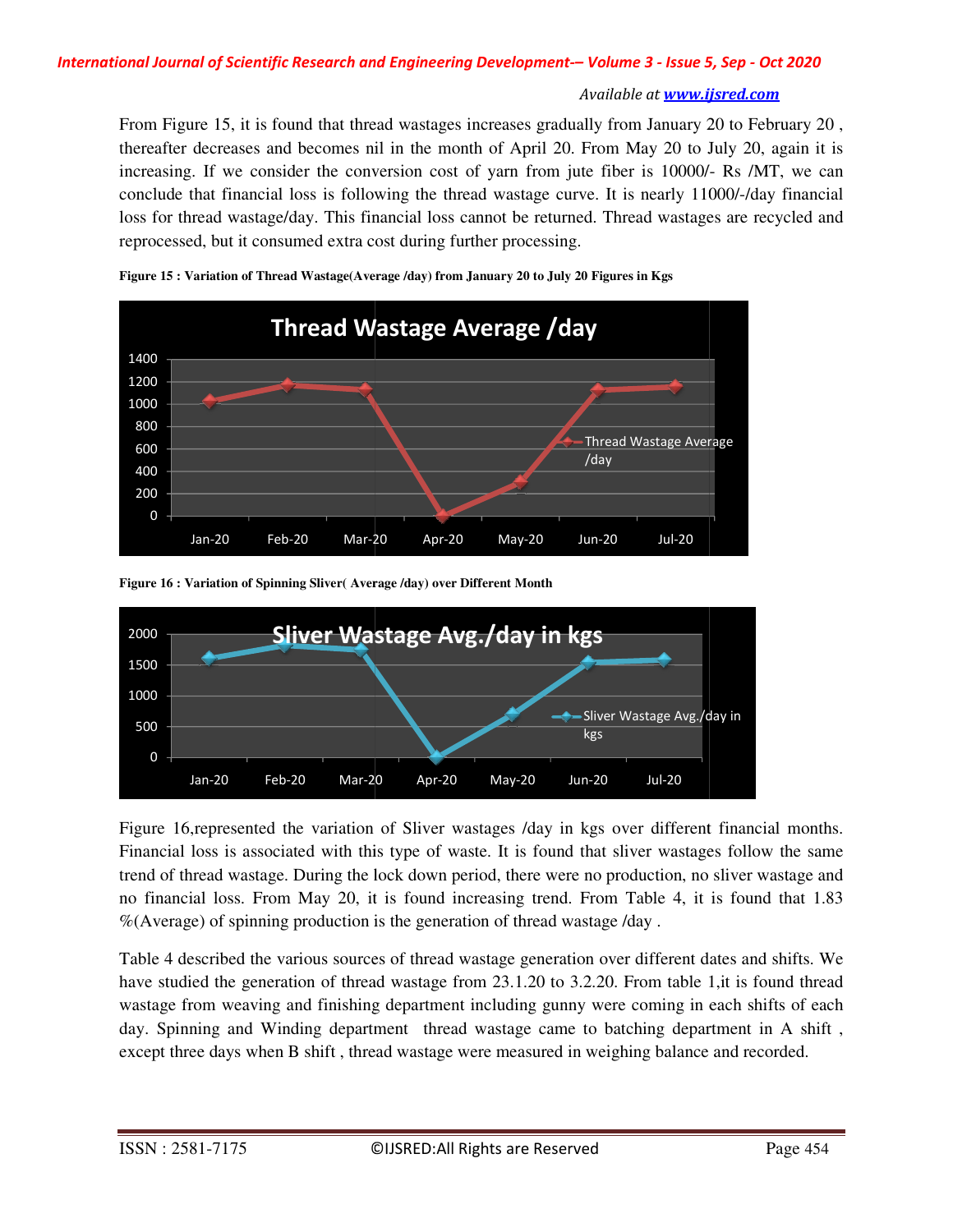From Figure 15, it is found that thread wastages increases gradually from January 20 to February 20 , thereafter decreases and becomes nil in the month of April 20. From May 20 to July 20, again it is increasing. If we consider the conversion cost of yarn from jute fiber is 10000/- Rs /MT, we can conclude that financial loss is following the thread wastage curve. It is nearly 11000/-/day financial loss for thread wastage/day. This financial loss cannot be returned. Thread wastages are recycled and reprocessed, but it consumed extra cost during further processing.

**Figure 15 : Variation of Thread Wastage(Average /day) from January 20 to July 20 Figures in Kgs**

**Figure 16 : Variation of Spinning Sliver( Average /day) over Different Month**

Figure 16,represented the variation of Sliver wastages /day in kgs over different financial months. Financial loss is associated with this type of waste. It is found that sliver wastages follow the same trend of thread wastage. During the lock down period, there were no production, no sliver wastage and no financial loss. From May 20, it is found increasing trend. From Table 4, it is found that 1.83 %(Average) of spinning production is the generation of thread wastage /day .

Table 4 described the various sources of thread wastage generation over different dates and shifts. We have studied the generation of thread wastage from 23.1.20 to 3.2.20. From table 1,it is found thread wastage from weaving and finishing department including gunny were coming in each shifts of each day. Spinning and Winding department thread wastage came to batching department in A shift , except three days when B shift , thread wastage were measured in weighing balance and recorded.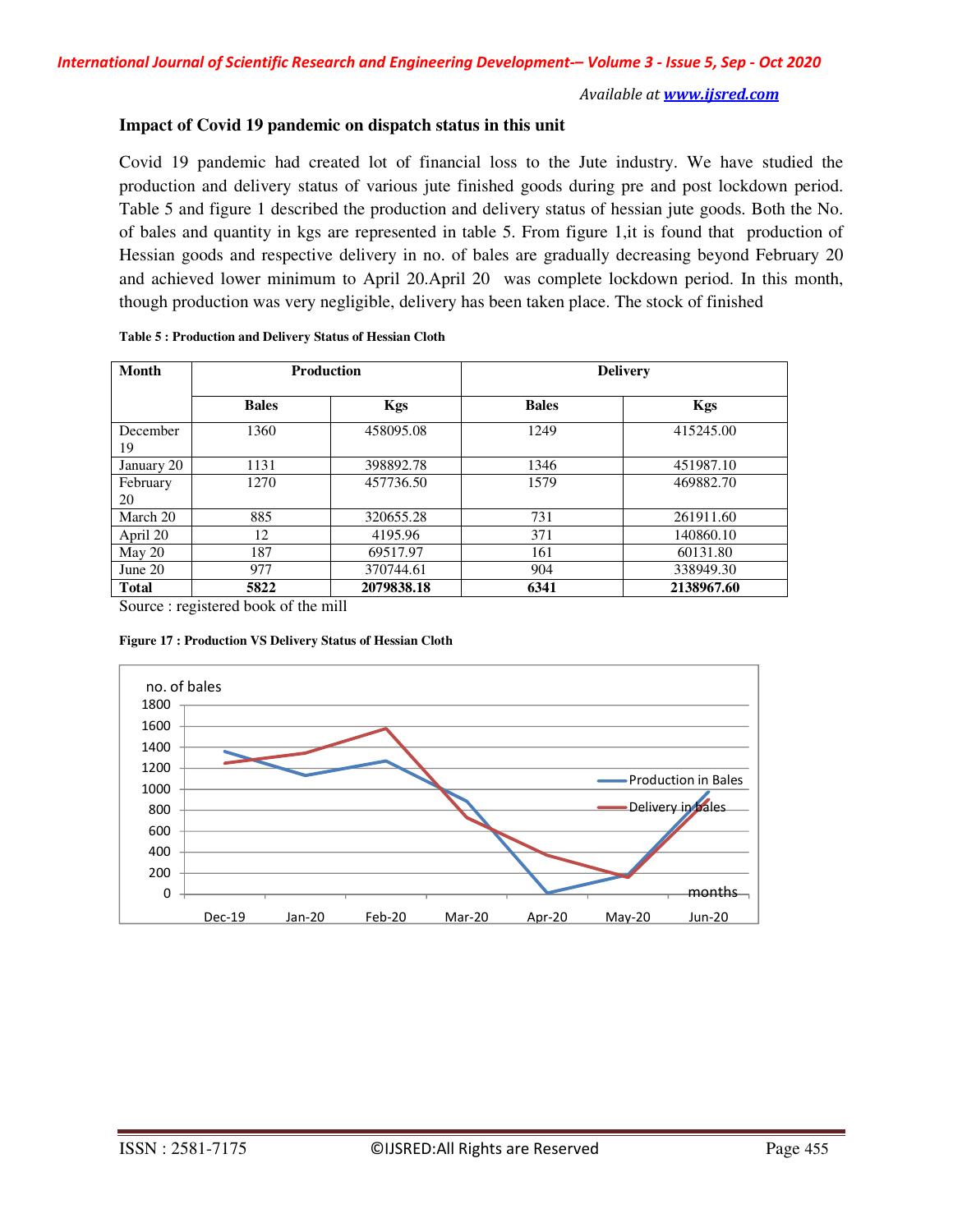### Impact of Covid 19 pandemic on dispatch status in this unit

Covid 19 pandemic had created lot of financial loss to the Jute industry. We have studied the production and delivery status of various jute finished goods during pre and post lockdown period. Table 5 and figure 1 described the production and delivery status of hessian jute goods. Both the No. of bales and quantity in kgs are represented in table 5. From figure 1,it is found that production of Hessian goods and respective delivery in no. of bales are gradually decreasing beyond February 20 and achieved lower minimum to April 20.April 20 was complete lockdown period. In this month, though production was very negligible, delivery has been taken place. The stock of finished

**Table 5 : Production and Delivery Status of Hessian Cloth**

| Month | Production | | Delivery | |
|---|---|---|---|---|
| | Bales | Kgs | Bales | Kgs |
| December 19 | 1360 | 458095.08 | 1249 | 415245.00 |
| January 20 | 1131 | 398892.78 | 1346 | 451987.10 |
| February 20 | 1270 | 457736.50 | 1579 | 469882.70 |
| March 20 | 885 | 320655.28 | 731 | 261911.60 |
| April 20 | 12 | 4195.96 | 371 | 140860.10 |
| May 20 | 187 | 69517.97 | 161 | 60131.80 |
| June 20 | 977 | 370744.61 | 904 | 338949.30 |
| **Total** | **5822** | **2079838.18** | **6341** | **2138967.60** |

Source : registered book of the mill

**Figure 17 : Production VS Delivery Status of Hessian Cloth**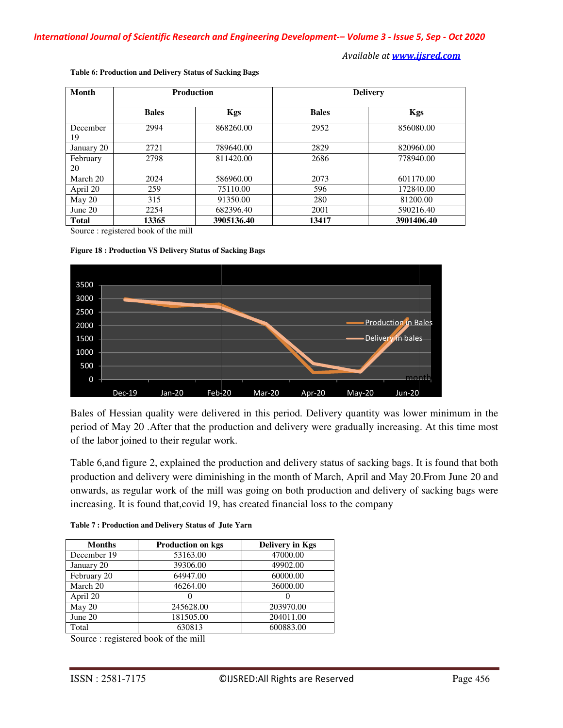**Table 6: Production and Delivery Status of Sacking Bags**

| Month | Production | | Delivery | |
|---|---|---|---|---|
| | Bales | Kgs | Bales | Kgs |
| December 19 | 2994 | 868260.00 | 2952 | 856080.00 |
| January 20 | 2721 | 789640.00 | 2829 | 820960.00 |
| February 20 | 2798 | 811420.00 | 2686 | 778940.00 |
| March 20 | 2024 | 586960.00 | 2073 | 601170.00 |
| April 20 | 259 | 75110.00 | 596 | 172840.00 |
| May 20 | 315 | 91350.00 | 280 | 81200.00 |
| June 20 | 2254 | 682396.40 | 2001 | 590216.40 |
| **Total** | **13365** | **3905136.40** | **13417** | **3901406.40** |

Source : registered book of the mill

**Figure 18 : Production VS Delivery Status of Sacking Bags**

Bales of Hessian quality were delivered in this period. Delivery quantity was lower minimum in the period of May 20 .After that the production and delivery were gradually increasing. At this time most of the labor joined to their regular work.

Table 6,and figure 2, explained the production and delivery status of sacking bags. It is found that both production and delivery were diminishing in the month of March, April and May 20.From June 20 and onwards, as regular work of the mill was going on both production and delivery of sacking bags were increasing. It is found that,covid 19, has created financial loss to the company

**Table 7 : Production and Delivery Status of Jute Yarn**

| Months | Production on kgs | Delivery in Kgs |
|---|---|---|
| December 19 | 53163.00 | 47000.00 |
| January 20 | 39306.00 | 49902.00 |
| February 20 | 64947.00 | 60000.00 |
| March 20 | 46264.00 | 36000.00 |
| April 20 | 0 | 0 |
| May 20 | 245628.00 | 203970.00 |
| June 20 | 181505.00 | 204011.00 |
| Total | 630813 | 600883.00 |

Source : registered book of the mill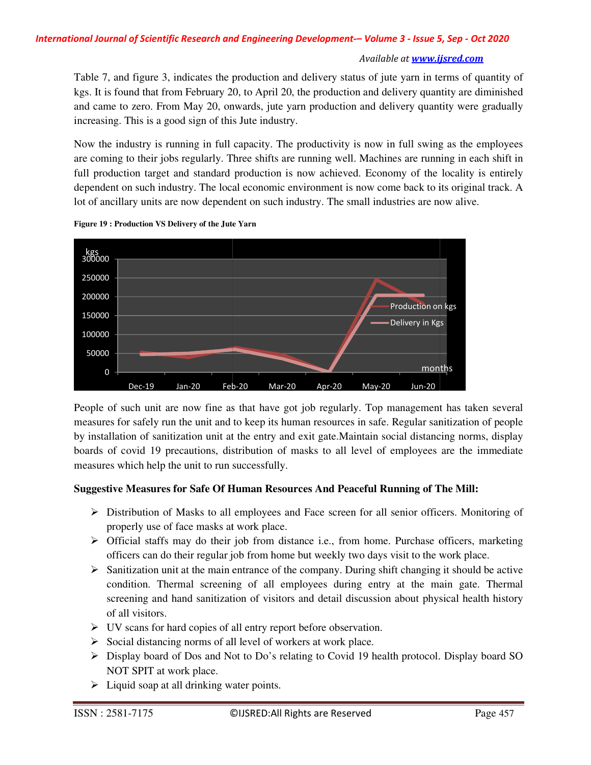Table 7, and figure 3, indicates the production and delivery status of jute yarn in terms of quantity of kgs. It is found that from February 20, to April 20, the production and delivery quantity are diminished and came to zero. From May 20, onwards, jute yarn production and delivery quantity were gradually increasing. This is a good sign of this Jute industry.

Now the industry is running in full capacity. The productivity is now in full swing as the employees are coming to their jobs regularly. Three shifts are running well. Machines are running in each shift in full production target and standard production is now achieved. Economy of the locality is entirely dependent on such industry. The local economic environment is now come back to its original track. A lot of ancillary units are now dependent on such industry. The small industries are now alive.

**Figure 19 : Production VS Delivery of the Jute Yarn**

People of such unit are now fine as that have got job regularly. Top management has taken several measures for safely run the unit and to keep its human resources in safe. Regular sanitization of people by installation of sanitization unit at the entry and exit gate.Maintain social distancing norms, display boards of covid 19 precautions, distribution of masks to all level of employees are the immediate measures which help the unit to run successfully.

**Suggestive Measures for Safe Of Human Resources And Peaceful Running of The Mill:**

- Distribution of Masks to all employees and Face screen for all senior officers. Monitoring of properly use of face masks at work place.
- Official staffs may do their job from distance i.e., from home. Purchase officers, marketing officers can do their regular job from home but weekly two days visit to the work place.
- Sanitization unit at the main entrance of the company. During shift changing it should be active condition. Thermal screening of all employees during entry at the main gate. Thermal screening and hand sanitization of visitors and detail discussion about physical health history of all visitors.
- UV scans for hard copies of all entry report before observation.
- Social distancing norms of all level of workers at work place.
- Display board of Dos and Not to Do's relating to Covid 19 health protocol. Display board SO NOT SPIT at work place.
- Liquid soap at all drinking water points.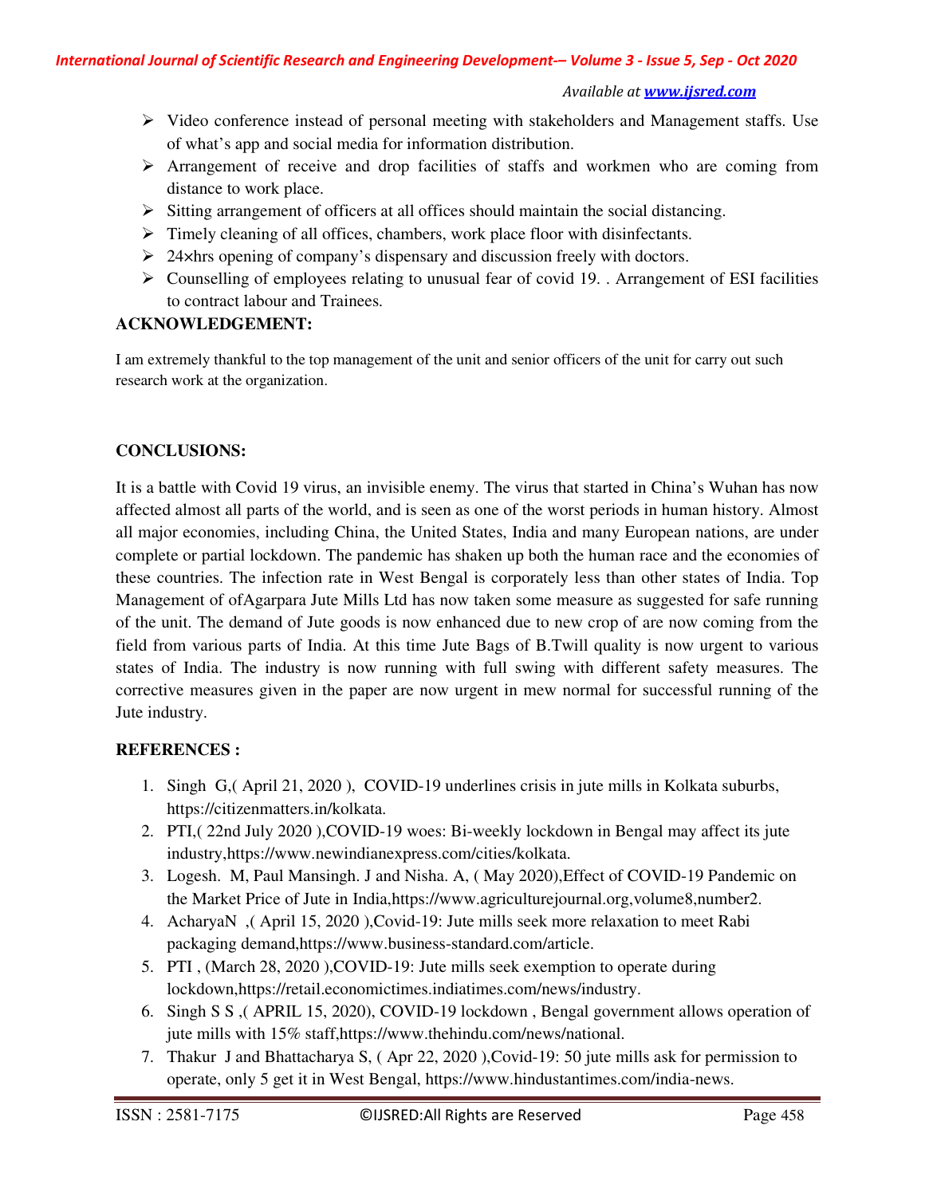- Video conference instead of personal meeting with stakeholders and Management staffs. Use of what's app and social media for information distribution.
- Arrangement of receive and drop facilities of staffs and workmen who are coming from distance to work place.
- Sitting arrangement of officers at all offices should maintain the social distancing.
- Timely cleaning of all offices, chambers, work place floor with disinfectants.
- 24×hrs opening of company's dispensary and discussion freely with doctors.
- Counselling of employees relating to unusual fear of covid 19. . Arrangement of ESI facilities to contract labour and Trainees.

**ACKNOWLEDGEMENT:**

I am extremely thankful to the top management of the unit and senior officers of the unit for carry out such research work at the organization.

**CONCLUSIONS:**

It is a battle with Covid 19 virus, an invisible enemy. The virus that started in China's Wuhan has now affected almost all parts of the world, and is seen as one of the worst periods in human history. Almost all major economies, including China, the United States, India and many European nations, are under complete or partial lockdown. The pandemic has shaken up both the human race and the economies of these countries. The infection rate in West Bengal is corporately less than other states of India. Top Management of ofAgarpara Jute Mills Ltd has now taken some measure as suggested for safe running of the unit. The demand of Jute goods is now enhanced due to new crop of are now coming from the field from various parts of India. At this time Jute Bags of B.Twill quality is now urgent to various states of India. The industry is now running with full swing with different safety measures. The corrective measures given in the paper are now urgent in mew normal for successful running of the Jute industry.

**REFERENCES :**

1. Singh G,( April 21, 2020 ), COVID-19 underlines crisis in jute mills in Kolkata suburbs, https://citizenmatters.in/kolkata.
2. PTI,( 22nd July 2020 ),COVID-19 woes: Bi-weekly lockdown in Bengal may affect its jute industry,https://www.newindianexpress.com/cities/kolkata.
3. Logesh. M, Paul Mansingh. J and Nisha. A, ( May 2020),Effect of COVID-19 Pandemic on the Market Price of Jute in India,https://www.agriculturejournal.org,volume8,number2.
4. AcharyaN ,( April 15, 2020 ),Covid-19: Jute mills seek more relaxation to meet Rabi packaging demand,https://www.business-standard.com/article.
5. PTI , (March 28, 2020 ),COVID-19: Jute mills seek exemption to operate during lockdown,https://retail.economictimes.indiatimes.com/news/industry.
6. Singh S S ,( APRIL 15, 2020), COVID-19 lockdown , Bengal government allows operation of jute mills with 15% staff,https://www.thehindu.com/news/national.
7. Thakur J and Bhattacharya S, ( Apr 22, 2020 ),Covid-19: 50 jute mills ask for permission to operate, only 5 get it in West Bengal, https://www.hindustantimes.com/india-news.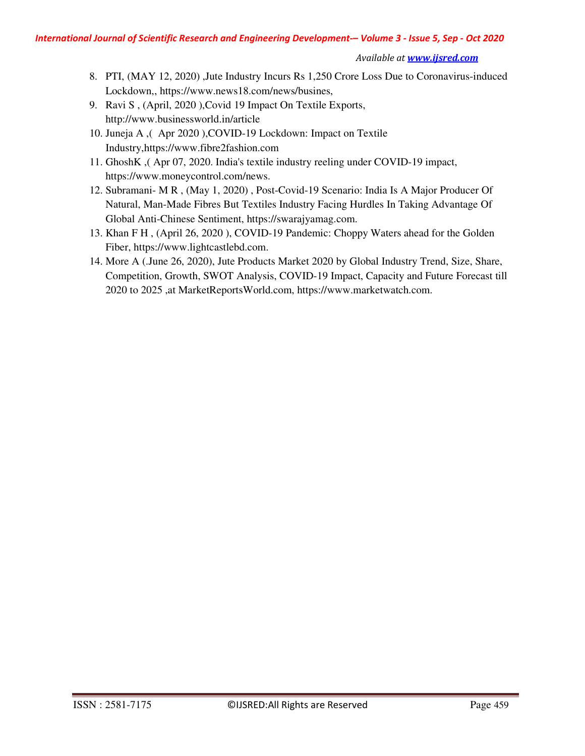8. PTI, (MAY 12, 2020) ,Jute Industry Incurs Rs 1,250 Crore Loss Due to Coronavirus-induced Lockdown,, https://www.news18.com/news/busines,
9. Ravi S , (April, 2020 ),Covid 19 Impact On Textile Exports, http://www.businessworld.in/article
10. Juneja A ,( Apr 2020 ),COVID-19 Lockdown: Impact on Textile Industry,https://www.fibre2fashion.com
11. GhoshK ,( Apr 07, 2020. India's textile industry reeling under COVID-19 impact, https://www.moneycontrol.com/news.
12. Subramani- M R , (May 1, 2020) , Post-Covid-19 Scenario: India Is A Major Producer Of Natural, Man-Made Fibres But Textiles Industry Facing Hurdles In Taking Advantage Of Global Anti-Chinese Sentiment, https://swarajyamag.com.
13. Khan F H , (April 26, 2020 ), COVID-19 Pandemic: Choppy Waters ahead for the Golden Fiber, https://www.lightcastlebd.com.
14. More A (.June 26, 2020), Jute Products Market 2020 by Global Industry Trend, Size, Share, Competition, Growth, SWOT Analysis, COVID-19 Impact, Capacity and Future Forecast till 2020 to 2025 ,at MarketReportsWorld.com, https://www.marketwatch.com.